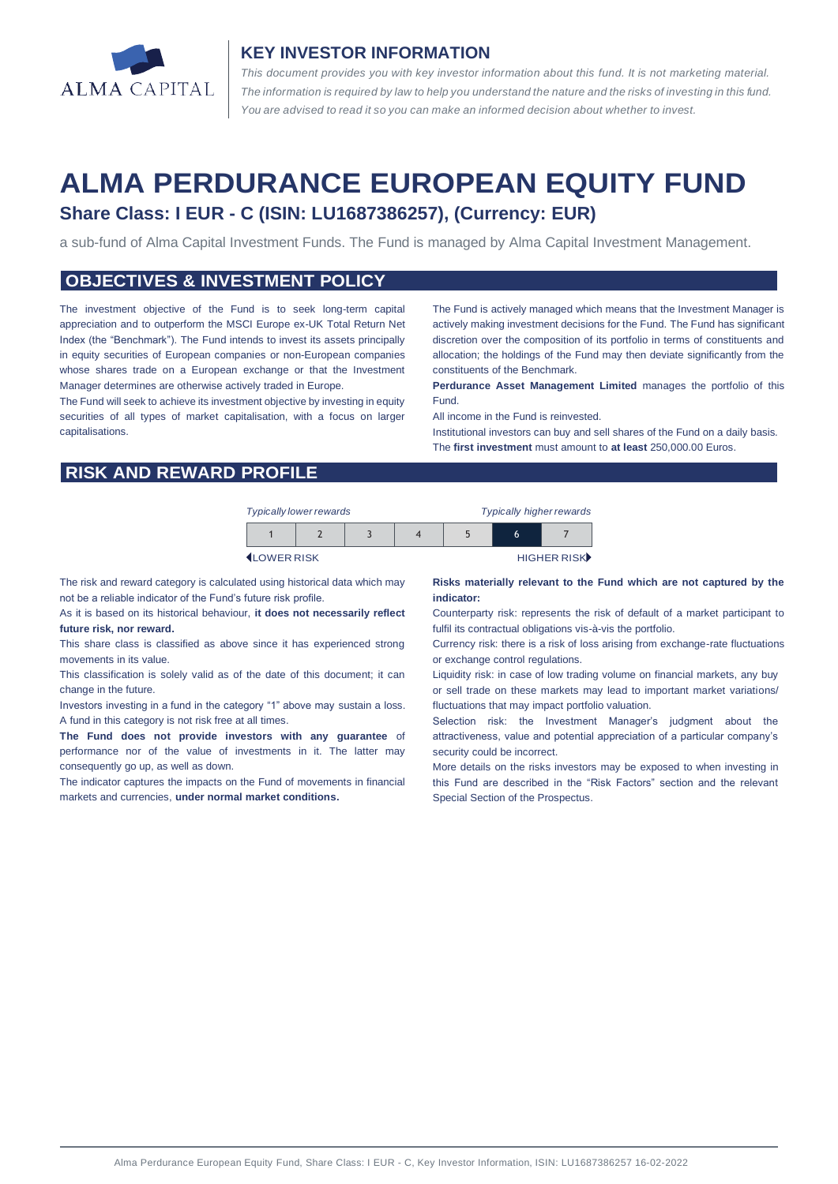ALMA CAPITAL

## KEY INVESTOR INFORMATION

*This document provides you with key investor information about this fund. It is not marketing material. The information is required by law to help you understand the nature and the risks of investing in this fund. You are advised to read it so you can make an informed decision about whether to invest.*

# ALMA PERDURANCE EUROPEAN EQUITY FUND

### Share Class: I EUR - C (ISIN: LU1687386257), (Currency: EUR)

a sub-fund of Alma Capital Investment Funds. The Fund is managed by Alma Capital Investment Management.

## OBJECTIVES & INVESTMENT POLICY

The investment objective of the Fund is to seek long-term capital appreciation and to outperform the MSCI Europe ex-UK Total Return Net Index (the "Benchmark"). The Fund intends to invest its assets principally in equity securities of European companies or non-European companies whose shares trade on a European exchange or that the Investment Manager determines are otherwise actively traded in Europe.

The Fund will seek to achieve its investment objective by investing in equity securities of all types of market capitalisation, with a focus on larger capitalisations.

The Fund is actively managed which means that the Investment Manager is actively making investment decisions for the Fund. The Fund has significant discretion over the composition of its portfolio in terms of constituents and allocation; the holdings of the Fund may then deviate significantly from the constituents of the Benchmark.

**Perdurance Asset Management Limited** manages the portfolio of this Fund.

All income in the Fund is reinvested.

Institutional investors can buy and sell shares of the Fund on a daily basis. The **first investment** must amount to **at least** 250,000.00 Euros.

## RISK AND REWARD PROFILE

*Typically lower rewards* — *Typically higher rewards*

| 1 | 2 | 3 | 4 | 5 | **6** | 7 |
|---|---|---|---|---|---|---|

LOWER RISK — HIGHER RISK

The risk and reward category is calculated using historical data which may not be a reliable indicator of the Fund's future risk profile.

As it is based on its historical behaviour, **it does not necessarily reflect future risk, nor reward.**

This share class is classified as above since it has experienced strong movements in its value.

This classification is solely valid as of the date of this document; it can change in the future.

Investors investing in a fund in the category "1" above may sustain a loss. A fund in this category is not risk free at all times.

**The Fund does not provide investors with any guarantee** of performance nor of the value of investments in it. The latter may consequently go up, as well as down.

The indicator captures the impacts on the Fund of movements in financial markets and currencies, **under normal market conditions.**

**Risks materially relevant to the Fund which are not captured by the indicator:**

Counterparty risk: represents the risk of default of a market participant to fulfil its contractual obligations vis-à-vis the portfolio.

Currency risk: there is a risk of loss arising from exchange-rate fluctuations or exchange control regulations.

Liquidity risk: in case of low trading volume on financial markets, any buy or sell trade on these markets may lead to important market variations/ fluctuations that may impact portfolio valuation.

Selection risk: the Investment Manager's judgment about the attractiveness, value and potential appreciation of a particular company's security could be incorrect.

More details on the risks investors may be exposed to when investing in this Fund are described in the "Risk Factors" section and the relevant Special Section of the Prospectus.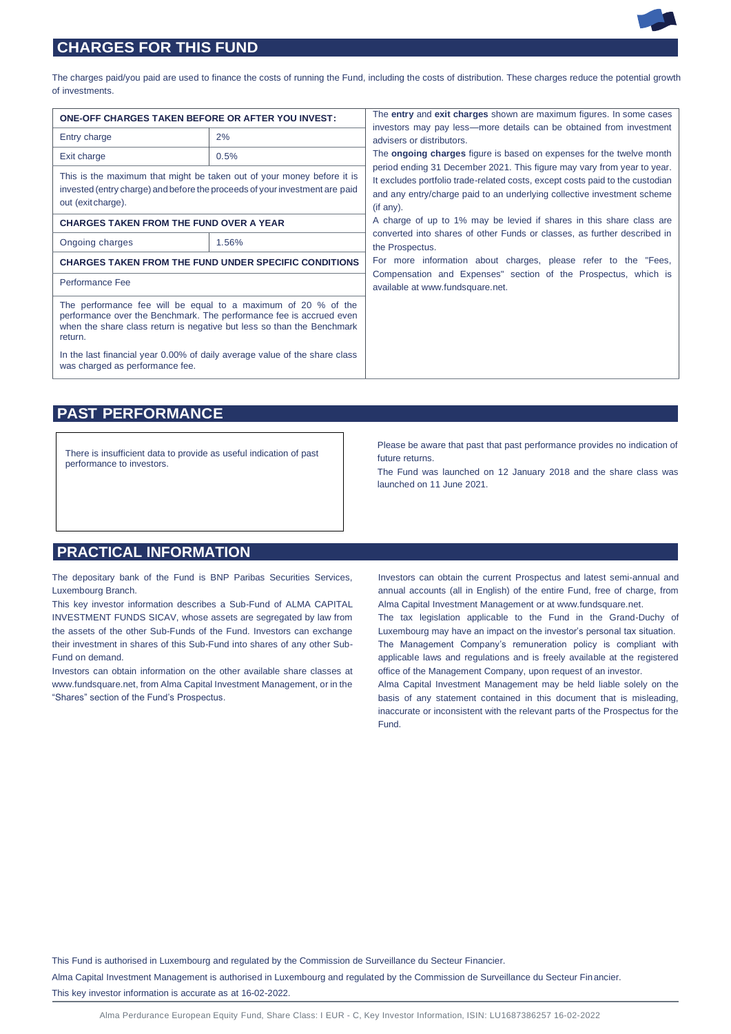## CHARGES FOR THIS FUND

The charges paid/you paid are used to finance the costs of running the Fund, including the costs of distribution. These charges reduce the potential growth of investments.

| ONE-OFF CHARGES TAKEN BEFORE OR AFTER YOU INVEST: | |
|---|---|
| Entry charge | 2% |
| Exit charge | 0.5% |
| This is the maximum that might be taken out of your money before it is invested (entry charge) and before the proceeds of your investment are paid out (exit charge). | |
| **CHARGES TAKEN FROM THE FUND OVER A YEAR** | |
| Ongoing charges | 1.56% |
| **CHARGES TAKEN FROM THE FUND UNDER SPECIFIC CONDITIONS** | |
| Performance Fee | |
| The performance fee will be equal to a maximum of 20 % of the performance over the Benchmark. The performance fee is accrued even when the share class return is negative but less so than the Benchmark return. In the last financial year 0.00% of daily average value of the share class was charged as performance fee. | |

The **entry** and **exit charges** shown are maximum figures. In some cases investors may pay less—more details can be obtained from investment advisers or distributors.

The **ongoing charges** figure is based on expenses for the twelve month period ending 31 December 2021. This figure may vary from year to year. It excludes portfolio trade-related costs, except costs paid to the custodian and any entry/charge paid to an underlying collective investment scheme (if any).

A charge of up to 1% may be levied if shares in this share class are converted into shares of other Funds or classes, as further described in the Prospectus.

For more information about charges, please refer to the "Fees, Compensation and Expenses" section of the Prospectus, which is available at www.fundsquare.net.

## PAST PERFORMANCE

There is insufficient data to provide as useful indication of past performance to investors.

Please be aware that past that past performance provides no indication of future returns.

The Fund was launched on 12 January 2018 and the share class was launched on 11 June 2021.

## PRACTICAL INFORMATION

The depositary bank of the Fund is BNP Paribas Securities Services, Luxembourg Branch.

This key investor information describes a Sub-Fund of ALMA CAPITAL INVESTMENT FUNDS SICAV, whose assets are segregated by law from the assets of the other Sub-Funds of the Fund. Investors can exchange their investment in shares of this Sub-Fund into shares of any other Sub-Fund on demand.

Investors can obtain information on the other available share classes at www.fundsquare.net, from Alma Capital Investment Management, or in the "Shares" section of the Fund's Prospectus.

Investors can obtain the current Prospectus and latest semi-annual and annual accounts (all in English) of the entire Fund, free of charge, from Alma Capital Investment Management or at www.fundsquare.net.

The tax legislation applicable to the Fund in the Grand-Duchy of Luxembourg may have an impact on the investor's personal tax situation.

The Management Company's remuneration policy is compliant with applicable laws and regulations and is freely available at the registered office of the Management Company, upon request of an investor.

Alma Capital Investment Management may be held liable solely on the basis of any statement contained in this document that is misleading, inaccurate or inconsistent with the relevant parts of the Prospectus for the Fund.

This Fund is authorised in Luxembourg and regulated by the Commission de Surveillance du Secteur Financier.

Alma Capital Investment Management is authorised in Luxembourg and regulated by the Commission de Surveillance du Secteur Financier.

This key investor information is accurate as at 16-02-2022.